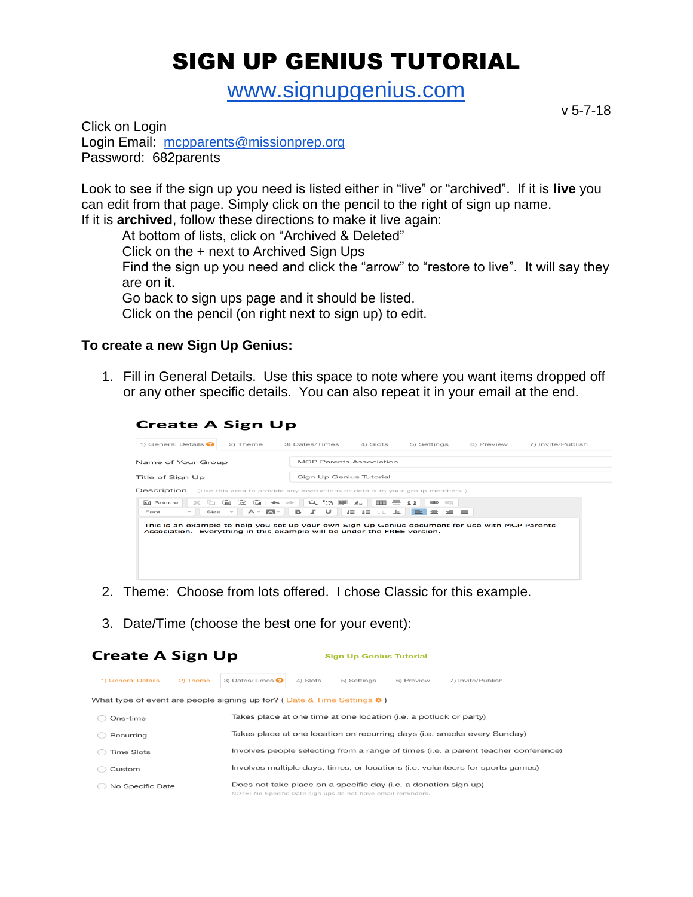# SIGN UP GENIUS TUTORIAL

www.signupgenius.com

v 5-7-18

Click on Login
Login Email: mcpparents@missionprep.org
Password: 682parents

Look to see if the sign up you need is listed either in "live" or "archived". If it is **live** you can edit from that page. Simply click on the pencil to the right of sign up name.
If it is **archived**, follow these directions to make it live again:

At bottom of lists, click on "Archived & Deleted"
Click on the + next to Archived Sign Ups
Find the sign up you need and click the "arrow" to "restore to live". It will say they are on it.
Go back to sign ups page and it should be listed.
Click on the pencil (on right next to sign up) to edit.

**To create a new Sign Up Genius:**

1. Fill in General Details. Use this space to note where you want items dropped off or any other specific details. You can also repeat it in your email at the end.

**Create A Sign Up**

1) General Details | 2) Theme | 3) Dates/Times | 4) Slots | 5) Settings | 6) Preview | 7) Invite/Publish

Name of Your Group: MCP Parents Association
Title of Sign Up: Sign Up Genius Tutorial
Description (Use this area to provide any instructions or details to your group members.)

This is an example to help you set up your own Sign Up Genius document for use with MCP Parents Association. Everything in this example will be under the FREE version.

2. Theme: Choose from lots offered. I chose Classic for this example.

3. Date/Time (choose the best one for your event):

**Create A Sign Up** — Sign Up Genius Tutorial

1) General Details | 2) Theme | 3) Dates/Times | 4) Slots | 5) Settings | 6) Preview | 7) Invite/Publish

What type of event are people signing up for? ( Date & Time Settings )

| | |
|---|---|
| One-time | Takes place at one time at one location (i.e. a potluck or party) |
| Recurring | Takes place at one location on recurring days (i.e. snacks every Sunday) |
| Time Slots | Involves people selecting from a range of times (i.e. a parent teacher conference) |
| Custom | Involves multiple days, times, or locations (i.e. volunteers for sports games) |
| No Specific Date | Does not take place on a specific day (i.e. a donation sign up)<br>NOTE: No Specific Date sign ups do not have email reminders. |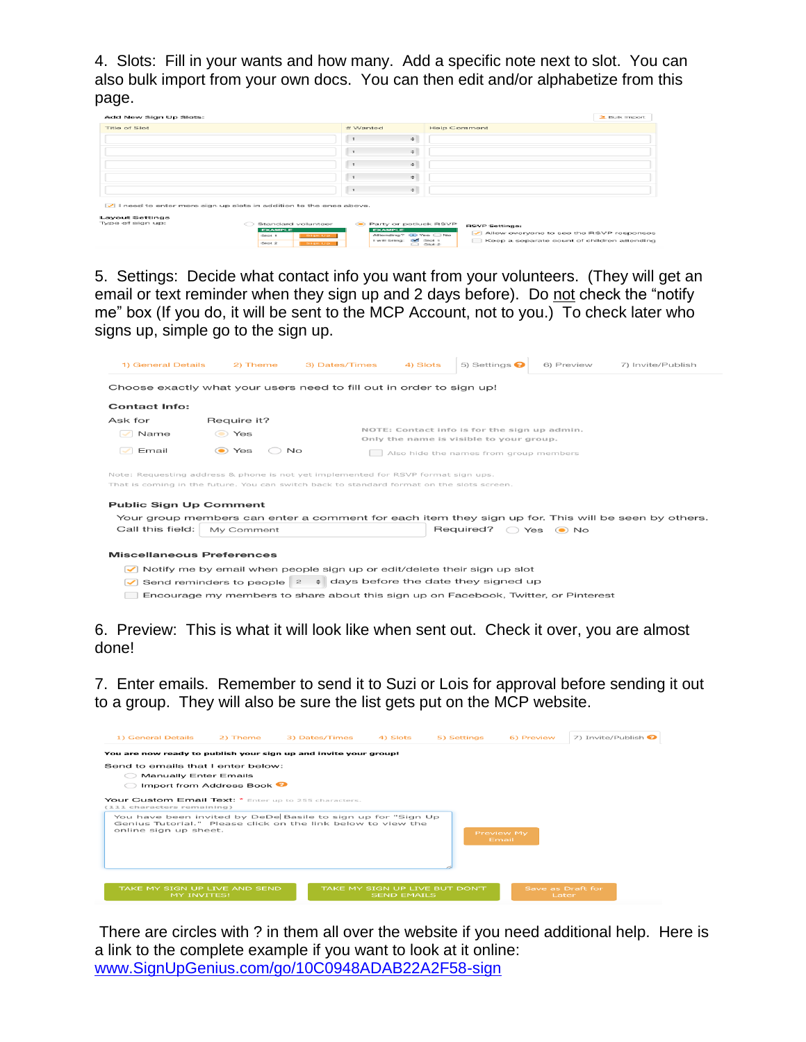4. Slots: Fill in your wants and how many. Add a specific note next to slot. You can also bulk import from your own docs. You can then edit and/or alphabetize from this page.

5. Settings: Decide what contact info you want from your volunteers. (They will get an email or text reminder when they sign up and 2 days before). Do not check the "notify me" box (If you do, it will be sent to the MCP Account, not to you.) To check later who signs up, simple go to the sign up.

6. Preview: This is what it will look like when sent out. Check it over, you are almost done!

7. Enter emails. Remember to send it to Suzi or Lois for approval before sending it out to a group. They will also be sure the list gets put on the MCP website.

There are circles with ? in them all over the website if you need additional help. Here is a link to the complete example if you want to look at it online: [www.SignUpGenius.com/go/10C0948ADAB22A2F58-sign](http://www.SignUpGenius.com/go/10C0948ADAB22A2F58-sign)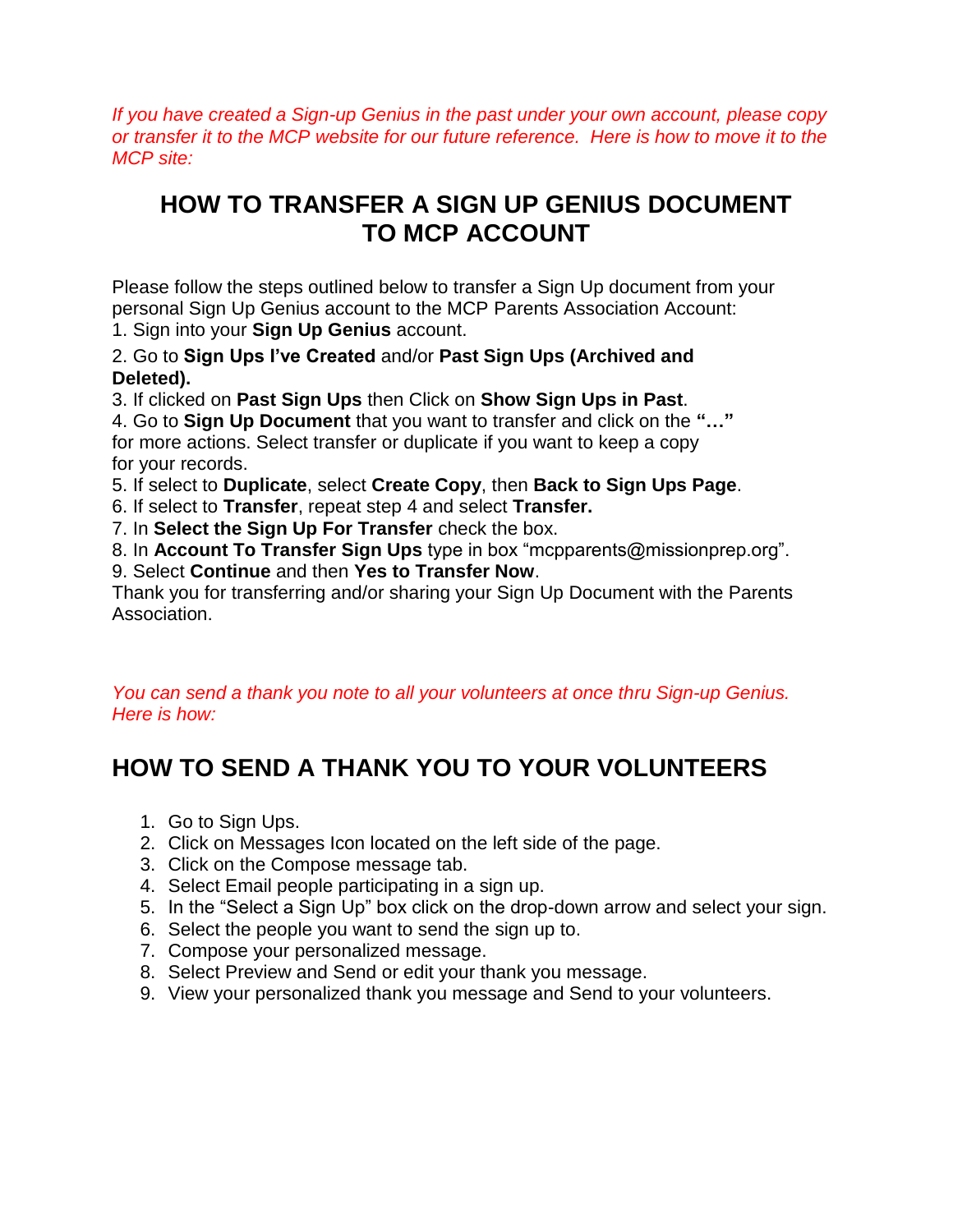*If you have created a Sign-up Genius in the past under your own account, please copy or transfer it to the MCP website for our future reference.  Here is how to move it to the MCP site:*

# HOW TO TRANSFER A SIGN UP GENIUS DOCUMENT TO MCP ACCOUNT

Please follow the steps outlined below to transfer a Sign Up document from your personal Sign Up Genius account to the MCP Parents Association Account:

1. Sign into your **Sign Up Genius** account.
2. Go to **Sign Ups I've Created** and/or **Past Sign Ups (Archived and Deleted).**
3. If clicked on **Past Sign Ups** then Click on **Show Sign Ups in Past**.
4. Go to **Sign Up Document** that you want to transfer and click on the **"…"** for more actions. Select transfer or duplicate if you want to keep a copy for your records.
5. If select to **Duplicate**, select **Create Copy**, then **Back to Sign Ups Page**.
6. If select to **Transfer**, repeat step 4 and select **Transfer.**
7. In **Select the Sign Up For Transfer** check the box.
8. In **Account To Transfer Sign Ups** type in box "mcpparents@missionprep.org".
9. Select **Continue** and then **Yes to Transfer Now**.

Thank you for transferring and/or sharing your Sign Up Document with the Parents Association.

*You can send a thank you note to all your volunteers at once thru Sign-up Genius. Here is how:*

# HOW TO SEND A THANK YOU TO YOUR VOLUNTEERS

1. Go to Sign Ups.
2. Click on Messages Icon located on the left side of the page.
3. Click on the Compose message tab.
4. Select Email people participating in a sign up.
5. In the "Select a Sign Up" box click on the drop-down arrow and select your sign.
6. Select the people you want to send the sign up to.
7. Compose your personalized message.
8. Select Preview and Send or edit your thank you message.
9. View your personalized thank you message and Send to your volunteers.